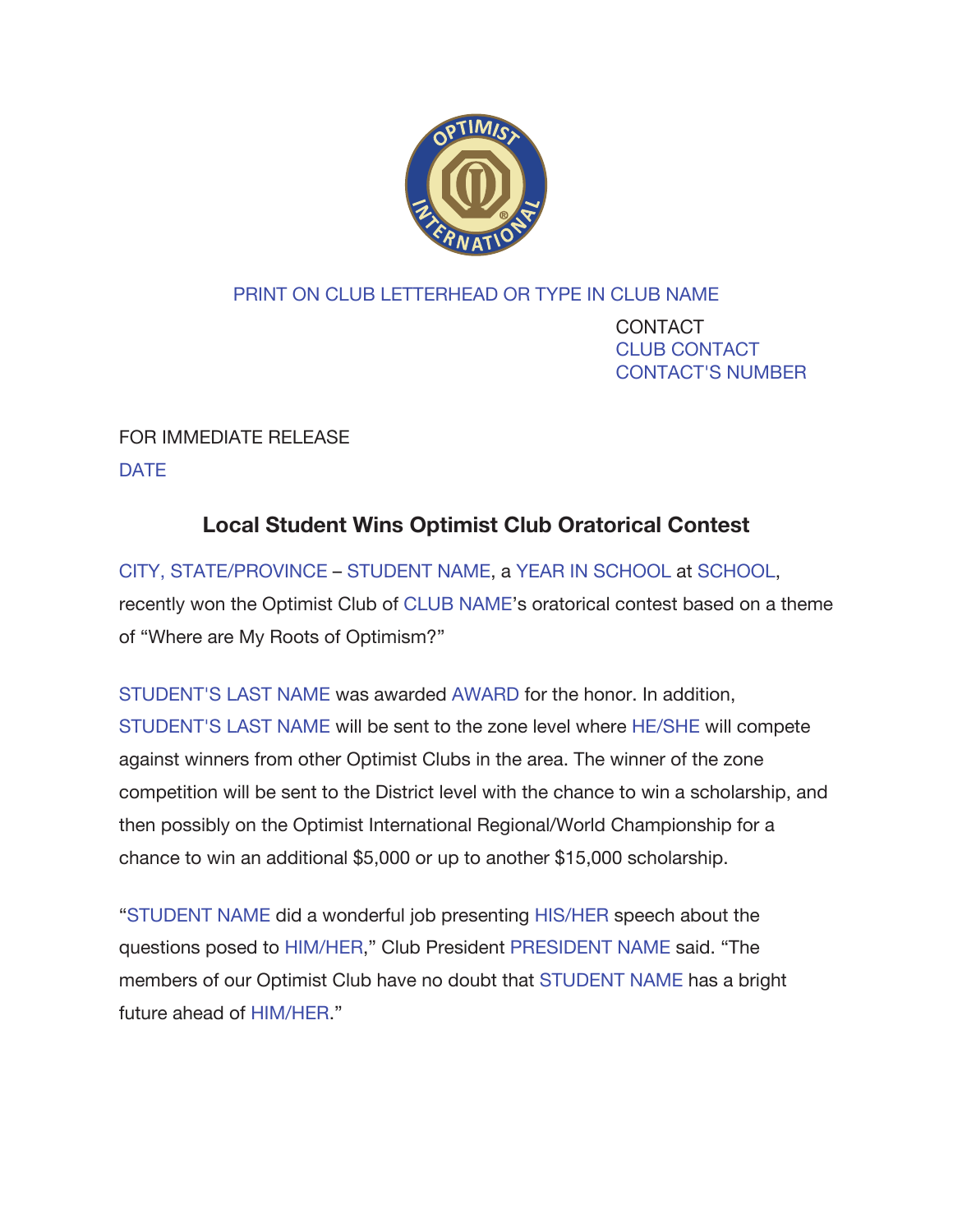PRINT ON CLUB LETTERHEAD OR TYPE IN CLUB NAME

CONTACT
CLUB CONTACT
CONTACT'S NUMBER

FOR IMMEDIATE RELEASE

DATE

## Local Student Wins Optimist Club Oratorical Contest

CITY, STATE/PROVINCE – STUDENT NAME, a YEAR IN SCHOOL at SCHOOL, recently won the Optimist Club of CLUB NAME's oratorical contest based on a theme of "Where are My Roots of Optimism?"

STUDENT'S LAST NAME was awarded AWARD for the honor. In addition, STUDENT'S LAST NAME will be sent to the zone level where HE/SHE will compete against winners from other Optimist Clubs in the area. The winner of the zone competition will be sent to the District level with the chance to win a scholarship, and then possibly on the Optimist International Regional/World Championship for a chance to win an additional $5,000 or up to another $15,000 scholarship.

"STUDENT NAME did a wonderful job presenting HIS/HER speech about the questions posed to HIM/HER," Club President PRESIDENT NAME said. "The members of our Optimist Club have no doubt that STUDENT NAME has a bright future ahead of HIM/HER."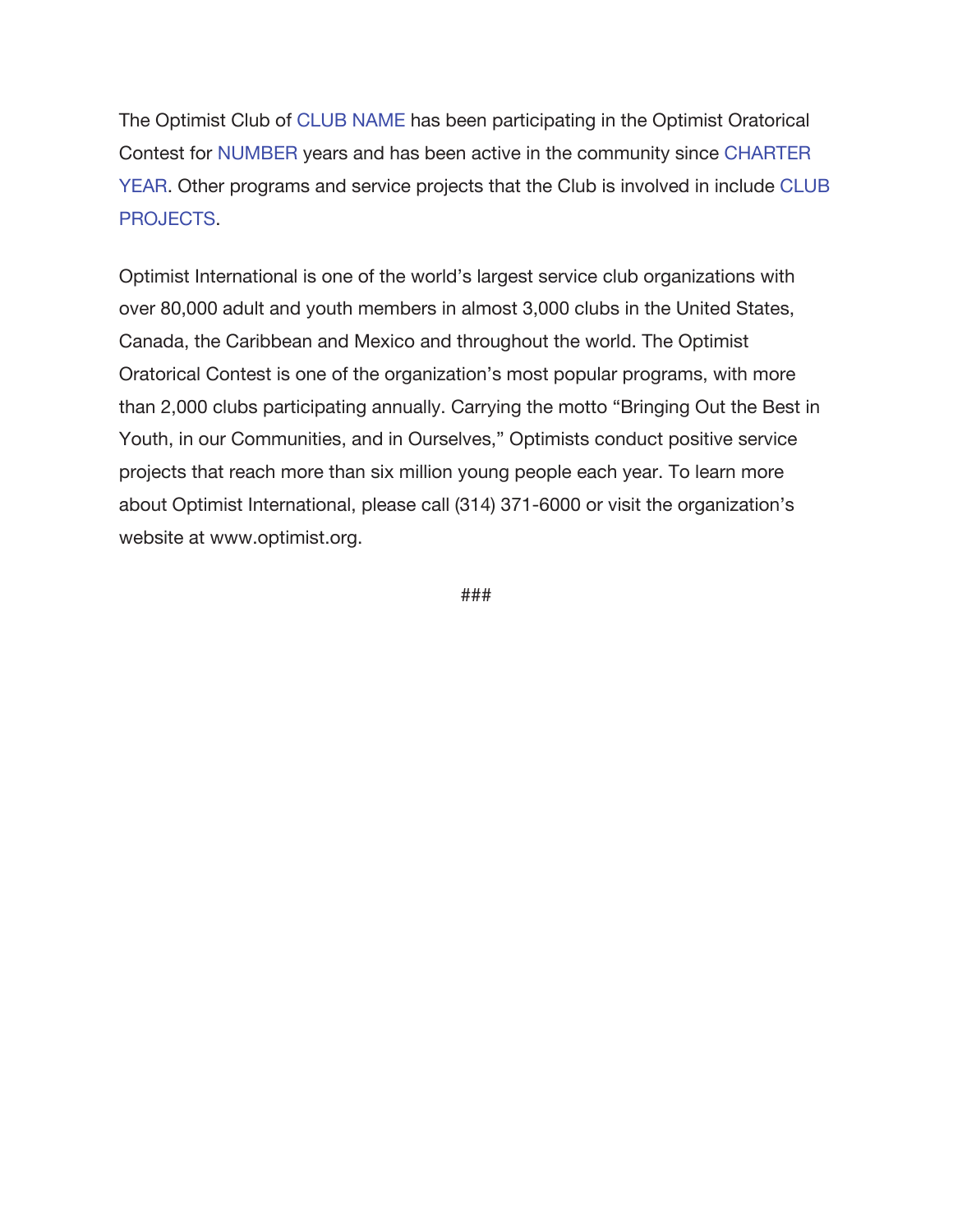The Optimist Club of CLUB NAME has been participating in the Optimist Oratorical Contest for NUMBER years and has been active in the community since CHARTER YEAR. Other programs and service projects that the Club is involved in include CLUB PROJECTS.

Optimist International is one of the world's largest service club organizations with over 80,000 adult and youth members in almost 3,000 clubs in the United States, Canada, the Caribbean and Mexico and throughout the world. The Optimist Oratorical Contest is one of the organization's most popular programs, with more than 2,000 clubs participating annually. Carrying the motto "Bringing Out the Best in Youth, in our Communities, and in Ourselves," Optimists conduct positive service projects that reach more than six million young people each year. To learn more about Optimist International, please call (314) 371-6000 or visit the organization's website at www.optimist.org.

###